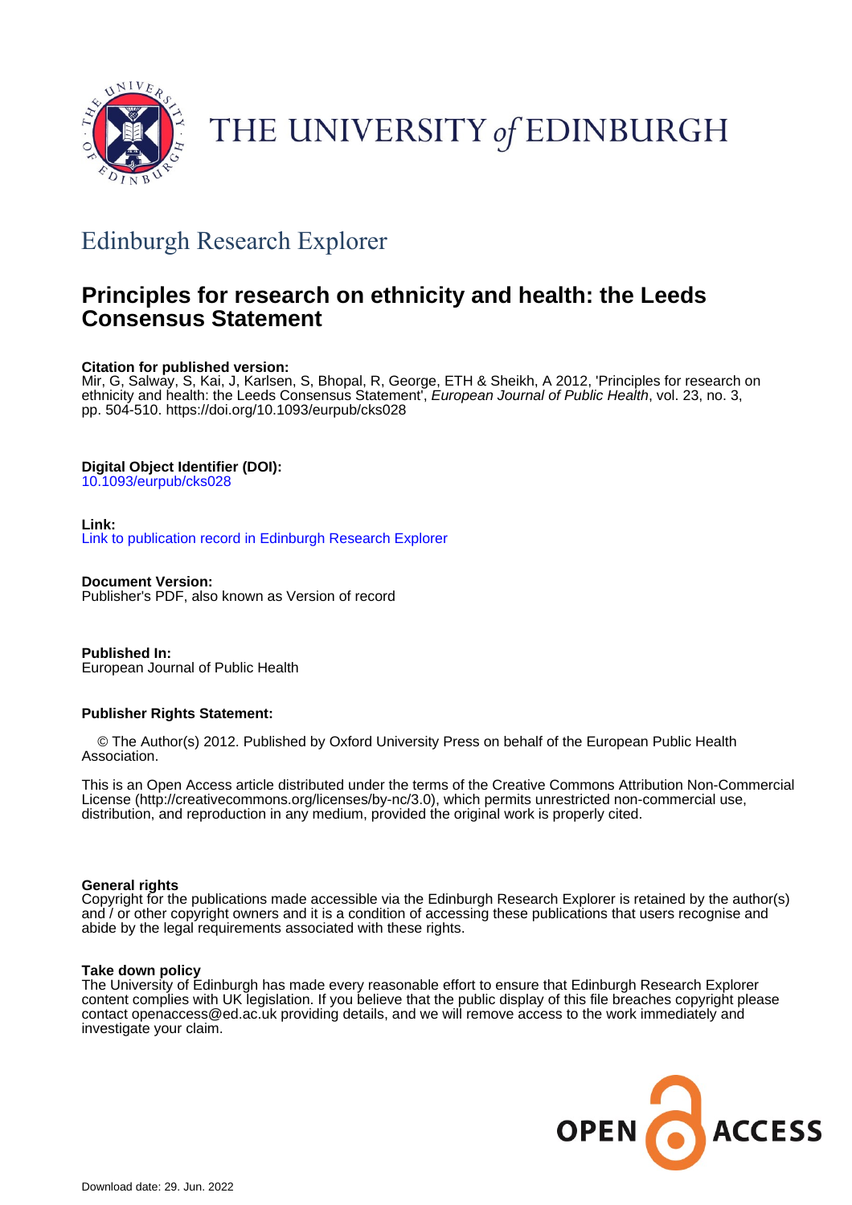THE UNIVERSITY *of* EDINBURGH

## Edinburgh Research Explorer

# Principles for research on ethnicity and health: the Leeds Consensus Statement

**Citation for published version:**
Mir, G, Salway, S, Kai, J, Karlsen, S, Bhopal, R, George, ETH & Sheikh, A 2012, 'Principles for research on ethnicity and health: the Leeds Consensus Statement', *European Journal of Public Health*, vol. 23, no. 3, pp. 504-510. https://doi.org/10.1093/eurpub/cks028

**Digital Object Identifier (DOI):**
10.1093/eurpub/cks028

**Link:**
Link to publication record in Edinburgh Research Explorer

**Document Version:**
Publisher's PDF, also known as Version of record

**Published In:**
European Journal of Public Health

**Publisher Rights Statement:**

© The Author(s) 2012. Published by Oxford University Press on behalf of the European Public Health Association.

This is an Open Access article distributed under the terms of the Creative Commons Attribution Non-Commercial License (http://creativecommons.org/licenses/by-nc/3.0), which permits unrestricted non-commercial use, distribution, and reproduction in any medium, provided the original work is properly cited.

**General rights**
Copyright for the publications made accessible via the Edinburgh Research Explorer is retained by the author(s) and / or other copyright owners and it is a condition of accessing these publications that users recognise and abide by the legal requirements associated with these rights.

**Take down policy**
The University of Edinburgh has made every reasonable effort to ensure that Edinburgh Research Explorer content complies with UK legislation. If you believe that the public display of this file breaches copyright please contact openaccess@ed.ac.uk providing details, and we will remove access to the work immediately and investigate your claim.

Download date: 29. Jun. 2022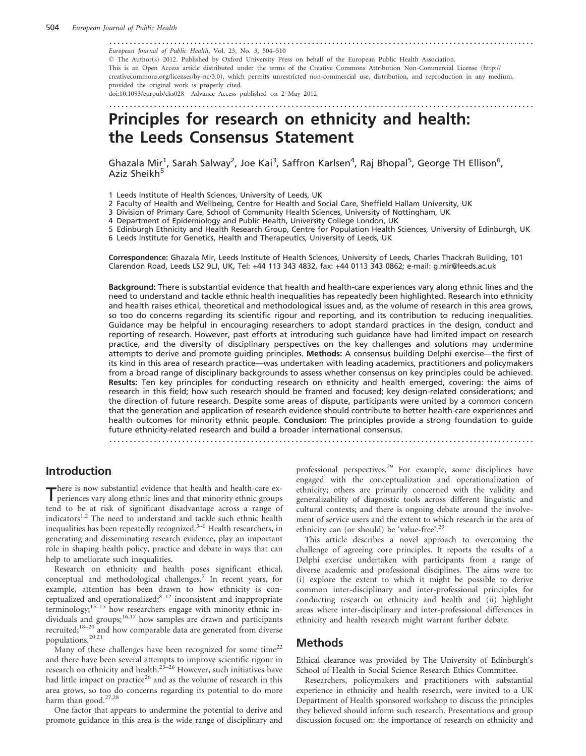European Journal of Public Health, Vol. 23, No. 3, 504–510

© The Author(s) 2012. Published by Oxford University Press on behalf of the European Public Health Association.
This is an Open Access article distributed under the terms of the Creative Commons Attribution Non-Commercial License (http://creativecommons.org/licenses/by-nc/3.0), which permits unrestricted non-commercial use, distribution, and reproduction in any medium, provided the original work is properly cited.
doi:10.1093/eurpub/cks028 Advance Access published on 2 May 2012

# Principles for research on ethnicity and health: the Leeds Consensus Statement

Ghazala Mir[1], Sarah Salway[2], Joe Kai[3], Saffron Karlsen[4], Raj Bhopal[5], George TH Ellison[6], Aziz Sheikh[5]

1 Leeds Institute of Health Sciences, University of Leeds, UK
2 Faculty of Health and Wellbeing, Centre for Health and Social Care, Sheffield Hallam University, UK
3 Division of Primary Care, School of Community Health Sciences, University of Nottingham, UK
4 Department of Epidemiology and Public Health, University College London, UK
5 Edinburgh Ethnicity and Health Research Group, Centre for Population Health Sciences, University of Edinburgh, UK
6 Leeds Institute for Genetics, Health and Therapeutics, University of Leeds, UK

**Correspondence:** Ghazala Mir, Leeds Institute of Health Sciences, University of Leeds, Charles Thackrah Building, 101 Clarendon Road, Leeds LS2 9LJ, UK, Tel: +44 113 343 4832, fax: +44 0113 343 0862; e-mail: g.mir@leeds.ac.uk

**Background:** There is substantial evidence that health and health-care experiences vary along ethnic lines and the need to understand and tackle ethnic health inequalities has repeatedly been highlighted. Research into ethnicity and health raises ethical, theoretical and methodological issues and, as the volume of research in this area grows, so too do concerns regarding its scientific rigour and reporting, and its contribution to reducing inequalities. Guidance may be helpful in encouraging researchers to adopt standard practices in the design, conduct and reporting of research. However, past efforts at introducing such guidance have had limited impact on research practice, and the diversity of disciplinary perspectives on the key challenges and solutions may undermine attempts to derive and promote guiding principles. **Methods:** A consensus building Delphi exercise—the first of its kind in this area of research practice—was undertaken with leading academics, practitioners and policymakers from a broad range of disciplinary backgrounds to assess whether consensus on key principles could be achieved. **Results:** Ten key principles for conducting research on ethnicity and health emerged, covering: the aims of research in this field; how such research should be framed and focused; key design-related considerations; and the direction of future research. Despite some areas of dispute, participants were united by a common concern that the generation and application of research evidence should contribute to better health-care experiences and health outcomes for minority ethnic people. **Conclusion:** The principles provide a strong foundation to guide future ethnicity-related research and build a broader international consensus.

## Introduction

There is now substantial evidence that health and health-care experiences vary along ethnic lines and that minority ethnic groups tend to be at risk of significant disadvantage across a range of indicators[1,2] The need to understand and tackle such ethnic health inequalities has been repeatedly recognized.[3–6] Health researchers, in generating and disseminating research evidence, play an important role in shaping health policy, practice and debate in ways that can help to ameliorate such inequalities.

Research on ethnicity and health poses significant ethical, conceptual and methodological challenges.[7] In recent years, for example, attention has been drawn to how ethnicity is conceptualized and operationalized;[8–12] inconsistent and inappropriate terminology;[13–15] how researchers engage with minority ethnic individuals and groups;[16,17] how samples are drawn and participants recruited;[18–20] and how comparable data are generated from diverse populations.[20,21]

Many of these challenges have been recognized for some time[22] and there have been several attempts to improve scientific rigour in research on ethnicity and health.[23–26] However, such initiatives have had little impact on practice[26] and as the volume of research in this area grows, so too do concerns regarding its potential to do more harm than good.[27,28]

One factor that appears to undermine the potential to derive and promote guidance in this area is the wide range of disciplinary and professional perspectives.[29] For example, some disciplines have engaged with the conceptualization and operationalization of ethnicity; others are primarily concerned with the validity and generalizability of diagnostic tools across different linguistic and cultural contexts; and there is ongoing debate around the involvement of service users and the extent to which research in the area of ethnicity can (or should) be 'value-free'.[29]

This article describes a novel approach to overcoming the challenge of agreeing core principles. It reports the results of a Delphi exercise undertaken with participants from a range of diverse academic and professional disciplines. The aims were to: (i) explore the extent to which it might be possible to derive common inter-disciplinary and inter-professional principles for conducting research on ethnicity and health and (ii) highlight areas where inter-disciplinary and inter-professional differences in ethnicity and health research might warrant further debate.

## Methods

Ethical clearance was provided by The University of Edinburgh's School of Health in Social Science Research Ethics Committee.

Researchers, policymakers and practitioners with substantial experience in ethnicity and health research, were invited to a UK Department of Health sponsored workshop to discuss the principles they believed should inform such research. Presentations and group discussion focused on: the importance of research on ethnicity and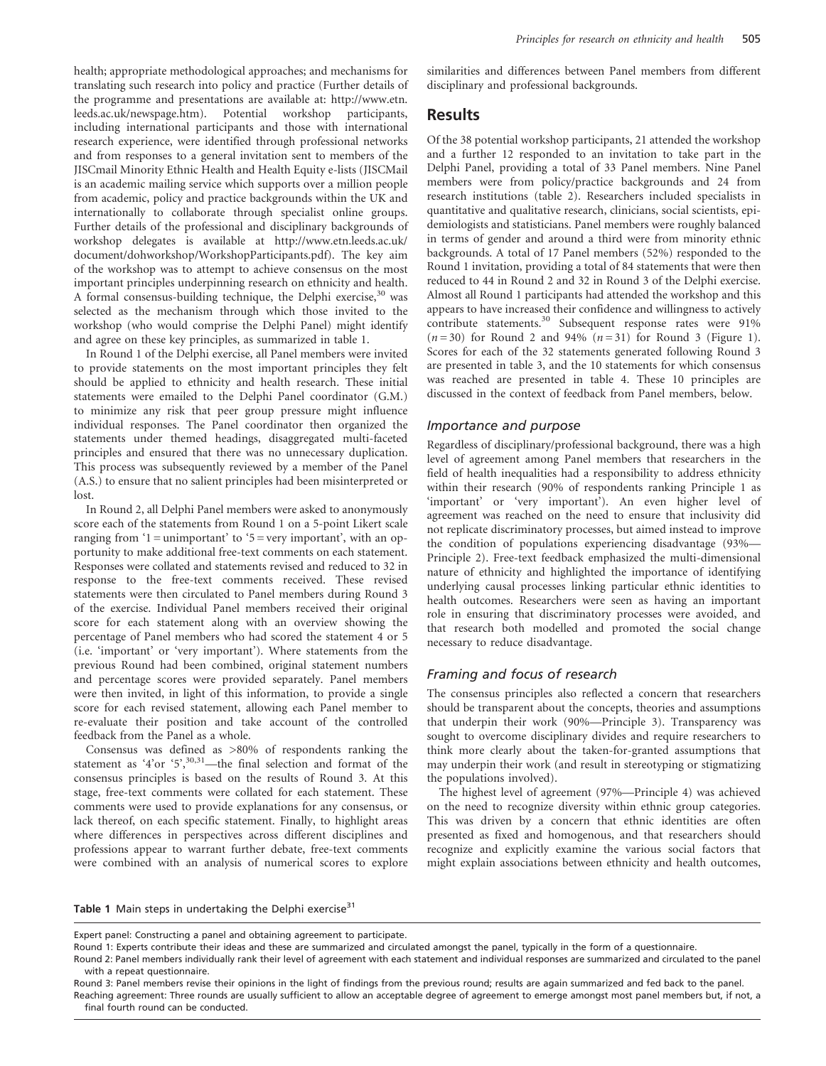health; appropriate methodological approaches; and mechanisms for translating such research into policy and practice (Further details of the programme and presentations are available at: http://www.etn.leeds.ac.uk/newspage.htm). Potential workshop participants, including international participants and those with international research experience, were identified through professional networks and from responses to a general invitation sent to members of the JISCmail Minority Ethnic Health and Health Equity e-lists (JISCMail is an academic mailing service which supports over a million people from academic, policy and practice backgrounds within the UK and internationally to collaborate through specialist online groups. Further details of the professional and disciplinary backgrounds of workshop delegates is available at http://www.etn.leeds.ac.uk/document/dohworkshop/WorkshopParticipants.pdf). The key aim of the workshop was to attempt to achieve consensus on the most important principles underpinning research on ethnicity and health. A formal consensus-building technique, the Delphi exercise,[30] was selected as the mechanism through which those invited to the workshop (who would comprise the Delphi Panel) might identify and agree on these key principles, as summarized in table 1.

In Round 1 of the Delphi exercise, all Panel members were invited to provide statements on the most important principles they felt should be applied to ethnicity and health research. These initial statements were emailed to the Delphi Panel coordinator (G.M.) to minimize any risk that peer group pressure might influence individual responses. The Panel coordinator then organized the statements under themed headings, disaggregated multi-faceted principles and ensured that there was no unnecessary duplication. This process was subsequently reviewed by a member of the Panel (A.S.) to ensure that no salient principles had been misinterpreted or lost.

In Round 2, all Delphi Panel members were asked to anonymously score each of the statements from Round 1 on a 5-point Likert scale ranging from '1 = unimportant' to '5 = very important', with an opportunity to make additional free-text comments on each statement. Responses were collated and statements revised and reduced to 32 in response to the free-text comments received. These revised statements were then circulated to Panel members during Round 3 of the exercise. Individual Panel members received their original score for each statement along with an overview showing the percentage of Panel members who had scored the statement 4 or 5 (i.e. 'important' or 'very important'). Where statements from the previous Round had been combined, original statement numbers and percentage scores were provided separately. Panel members were then invited, in light of this information, to provide a single score for each revised statement, allowing each Panel member to re-evaluate their position and take account of the controlled feedback from the Panel as a whole.

Consensus was defined as >80% of respondents ranking the statement as '4'or '5',[30,31]—the final selection and format of the consensus principles is based on the results of Round 3. At this stage, free-text comments were collated for each statement. These comments were used to provide explanations for any consensus, or lack thereof, on each specific statement. Finally, to highlight areas where differences in perspectives across different disciplines and professions appear to warrant further debate, free-text comments were combined with an analysis of numerical scores to explore similarities and differences between Panel members from different disciplinary and professional backgrounds.

## Results

Of the 38 potential workshop participants, 21 attended the workshop and a further 12 responded to an invitation to take part in the Delphi Panel, providing a total of 33 Panel members. Nine Panel members were from policy/practice backgrounds and 24 from research institutions (table 2). Researchers included specialists in quantitative and qualitative research, clinicians, social scientists, epidemiologists and statisticians. Panel members were roughly balanced in terms of gender and around a third were from minority ethnic backgrounds. A total of 17 Panel members (52%) responded to the Round 1 invitation, providing a total of 84 statements that were then reduced to 44 in Round 2 and 32 in Round 3 of the Delphi exercise. Almost all Round 1 participants had attended the workshop and this appears to have increased their confidence and willingness to actively contribute statements.[30] Subsequent response rates were 91% ($n = 30$) for Round 2 and 94% ($n = 31$) for Round 3 (Figure 1). Scores for each of the 32 statements generated following Round 3 are presented in table 3, and the 10 statements for which consensus was reached are presented in table 4. These 10 principles are discussed in the context of feedback from Panel members, below.

### Importance and purpose

Regardless of disciplinary/professional background, there was a high level of agreement among Panel members that researchers in the field of health inequalities had a responsibility to address ethnicity within their research (90% of respondents ranking Principle 1 as 'important' or 'very important'). An even higher level of agreement was reached on the need to ensure that inclusivity did not replicate discriminatory processes, but aimed instead to improve the condition of populations experiencing disadvantage (93%—Principle 2). Free-text feedback emphasized the multi-dimensional nature of ethnicity and highlighted the importance of identifying underlying causal processes linking particular ethnic identities to health outcomes. Researchers were seen as having an important role in ensuring that discriminatory processes were avoided, and that research both modelled and promoted the social change necessary to reduce disadvantage.

### Framing and focus of research

The consensus principles also reflected a concern that researchers should be transparent about the concepts, theories and assumptions that underpin their work (90%—Principle 3). Transparency was sought to overcome disciplinary divides and require researchers to think more clearly about the taken-for-granted assumptions that may underpin their work (and result in stereotyping or stigmatizing the populations involved).

The highest level of agreement (97%—Principle 4) was achieved on the need to recognize diversity within ethnic group categories. This was driven by a concern that ethnic identities are often presented as fixed and homogenous, and that researchers should recognize and explicitly examine the various social factors that might explain associations between ethnicity and health outcomes,

**Table 1** Main steps in undertaking the Delphi exercise[31]

Expert panel: Constructing a panel and obtaining agreement to participate.

Round 1: Experts contribute their ideas and these are summarized and circulated amongst the panel, typically in the form of a questionnaire.

Round 2: Panel members individually rank their level of agreement with each statement and individual responses are summarized and circulated to the panel with a repeat questionnaire.

Round 3: Panel members revise their opinions in the light of findings from the previous round; results are again summarized and fed back to the panel.

Reaching agreement: Three rounds are usually sufficient to allow an acceptable degree of agreement to emerge amongst most panel members but, if not, a final fourth round can be conducted.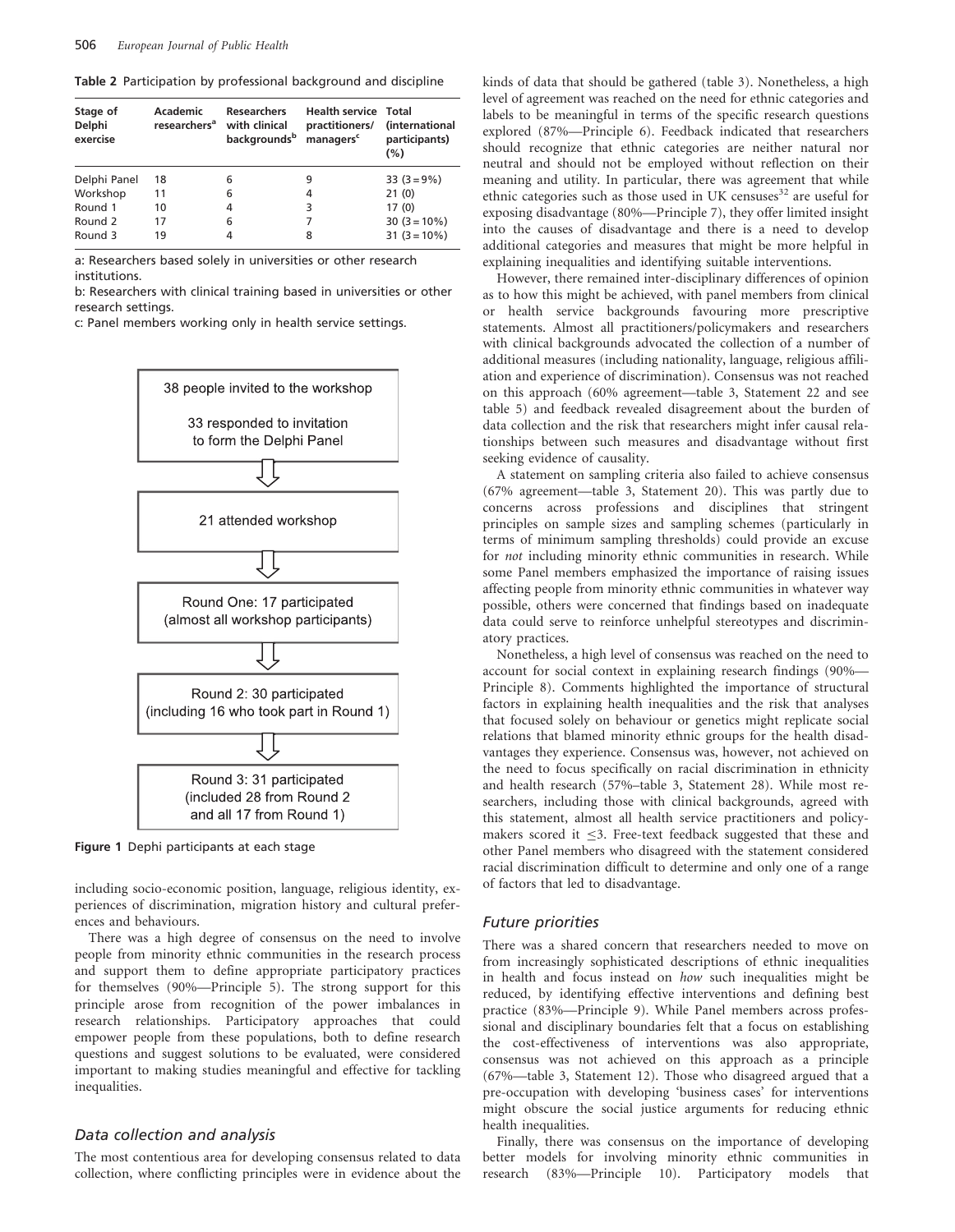Table 2 Participation by professional background and discipline

| Stage of Delphi exercise | Academic researchers[a] | Researchers with clinical backgrounds[b] | Health service practitioners/ managers[c] | Total (international participants) (%) |
|---|---|---|---|---|
| Delphi Panel | 18 | 6 | 9 | 33 (3 = 9%) |
| Workshop | 11 | 6 | 4 | 21 (0) |
| Round 1 | 10 | 4 | 3 | 17 (0) |
| Round 2 | 17 | 6 | 7 | 30 (3 = 10%) |
| Round 3 | 19 | 4 | 8 | 31 (3 = 10%) |

a: Researchers based solely in universities or other research institutions.

b: Researchers with clinical training based in universities or other research settings.

c: Panel members working only in health service settings.

38 people invited to the workshop

33 responded to invitation to form the Delphi Panel

21 attended workshop

Round One: 17 participated (almost all workshop participants)

Round 2: 30 participated (including 16 who took part in Round 1)

Round 3: 31 participated (included 28 from Round 2 and all 17 from Round 1)

Figure 1 Dephi participants at each stage

including socio-economic position, language, religious identity, experiences of discrimination, migration history and cultural preferences and behaviours.

There was a high degree of consensus on the need to involve people from minority ethnic communities in the research process and support them to define appropriate participatory practices for themselves (90%—Principle 5). The strong support for this principle arose from recognition of the power imbalances in research relationships. Participatory approaches that could empower people from these populations, both to define research questions and suggest solutions to be evaluated, were considered important to making studies meaningful and effective for tackling inequalities.

## Data collection and analysis

The most contentious area for developing consensus related to data collection, where conflicting principles were in evidence about the kinds of data that should be gathered (table 3). Nonetheless, a high level of agreement was reached on the need for ethnic categories and labels to be meaningful in terms of the specific research questions explored (87%—Principle 6). Feedback indicated that researchers should recognize that ethnic categories are neither natural nor neutral and should not be employed without reflection on their meaning and utility. In particular, there was agreement that while ethnic categories such as those used in UK censuses[32] are useful for exposing disadvantage (80%—Principle 7), they offer limited insight into the causes of disadvantage and there is a need to develop additional categories and measures that might be more helpful in explaining inequalities and identifying suitable interventions.

However, there remained inter-disciplinary differences of opinion as to how this might be achieved, with panel members from clinical or health service backgrounds favouring more prescriptive statements. Almost all practitioners/policymakers and researchers with clinical backgrounds advocated the collection of a number of additional measures (including nationality, language, religious affiliation and experience of discrimination). Consensus was not reached on this approach (60% agreement—table 3, Statement 22 and see table 5) and feedback revealed disagreement about the burden of data collection and the risk that researchers might infer causal relationships between such measures and disadvantage without first seeking evidence of causality.

A statement on sampling criteria also failed to achieve consensus (67% agreement—table 3, Statement 20). This was partly due to concerns across professions and disciplines that stringent principles on sample sizes and sampling schemes (particularly in terms of minimum sampling thresholds) could provide an excuse for *not* including minority ethnic communities in research. While some Panel members emphasized the importance of raising issues affecting people from minority ethnic communities in whatever way possible, others were concerned that findings based on inadequate data could serve to reinforce unhelpful stereotypes and discriminatory practices.

Nonetheless, a high level of consensus was reached on the need to account for social context in explaining research findings (90%—Principle 8). Comments highlighted the importance of structural factors in explaining health inequalities and the risk that analyses that focused solely on behaviour or genetics might replicate social relations that blamed minority ethnic groups for the health disadvantages they experience. Consensus was, however, not achieved on the need to focus specifically on racial discrimination in ethnicity and health research (57%–table 3, Statement 28). While most researchers, including those with clinical backgrounds, agreed with this statement, almost all health service practitioners and policymakers scored it ≤3. Free-text feedback suggested that these and other Panel members who disagreed with the statement considered racial discrimination difficult to determine and only one of a range of factors that led to disadvantage.

## Future priorities

There was a shared concern that researchers needed to move on from increasingly sophisticated descriptions of ethnic inequalities in health and focus instead on *how* such inequalities might be reduced, by identifying effective interventions and defining best practice (83%—Principle 9). While Panel members across professional and disciplinary boundaries felt that a focus on establishing the cost-effectiveness of interventions was also appropriate, consensus was not achieved on this approach as a principle (67%—table 3, Statement 12). Those who disagreed argued that a pre-occupation with developing 'business cases' for interventions might obscure the social justice arguments for reducing ethnic health inequalities.

Finally, there was consensus on the importance of developing better models for involving minority ethnic communities in research (83%—Principle 10). Participatory models that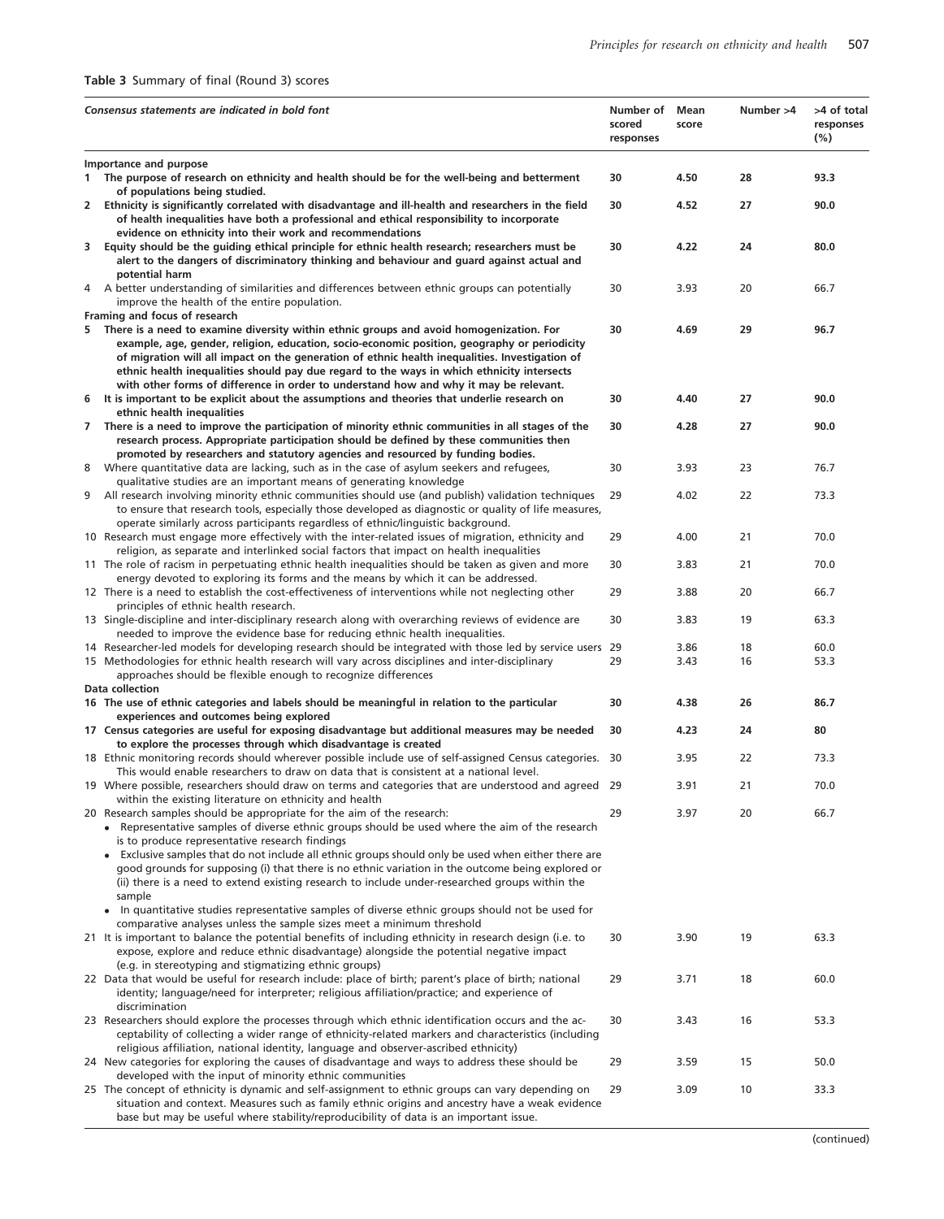**Table 3** Summary of final (Round 3) scores

| *Consensus statements are indicated in bold font* | Number of scored responses | Mean score | Number >4 | >4 of total responses (%) |
|---|---|---|---|---|
| Importance and purpose | | | | |
| **1 The purpose of research on ethnicity and health should be for the well-being and betterment of populations being studied.** | **30** | **4.50** | **28** | **93.3** |
| **2 Ethnicity is significantly correlated with disadvantage and ill-health and researchers in the field of health inequalities have both a professional and ethical responsibility to incorporate evidence on ethnicity into their work and recommendations** | **30** | **4.52** | **27** | **90.0** |
| **3 Equity should be the guiding ethical principle for ethnic health research; researchers must be alert to the dangers of discriminatory thinking and behaviour and guard against actual and potential harm** | **30** | **4.22** | **24** | **80.0** |
| 4 A better understanding of similarities and differences between ethnic groups can potentially improve the health of the entire population. | 30 | 3.93 | 20 | 66.7 |
| Framing and focus of research | | | | |
| **5 There is a need to examine diversity within ethnic groups and avoid homogenization. For example, age, gender, religion, education, socio-economic position, geography or periodicity of migration will all impact on the generation of ethnic health inequalities. Investigation of ethnic health inequalities should pay due regard to the ways in which ethnicity intersects with other forms of difference in order to understand how and why it may be relevant.** | **30** | **4.69** | **29** | **96.7** |
| **6 It is important to be explicit about the assumptions and theories that underlie research on ethnic health inequalities** | **30** | **4.40** | **27** | **90.0** |
| **7 There is a need to improve the participation of minority ethnic communities in all stages of the research process. Appropriate participation should be defined by these communities then promoted by researchers and statutory agencies and resourced by funding bodies.** | **30** | **4.28** | **27** | **90.0** |
| 8 Where quantitative data are lacking, such as in the case of asylum seekers and refugees, qualitative studies are an important means of generating knowledge | 30 | 3.93 | 23 | 76.7 |
| 9 All research involving minority ethnic communities should use (and publish) validation techniques to ensure that research tools, especially those developed as diagnostic or quality of life measures, operate similarly across participants regardless of ethnic/linguistic background. | 29 | 4.02 | 22 | 73.3 |
| 10 Research must engage more effectively with the inter-related issues of migration, ethnicity and religion, as separate and interlinked social factors that impact on health inequalities | 29 | 4.00 | 21 | 70.0 |
| 11 The role of racism in perpetuating ethnic health inequalities should be taken as given and more energy devoted to exploring its forms and the means by which it can be addressed. | 30 | 3.83 | 21 | 70.0 |
| 12 There is a need to establish the cost-effectiveness of interventions while not neglecting other principles of ethnic health research. | 29 | 3.88 | 20 | 66.7 |
| 13 Single-discipline and inter-disciplinary research along with overarching reviews of evidence are needed to improve the evidence base for reducing ethnic health inequalities. | 30 | 3.83 | 19 | 63.3 |
| 14 Researcher-led models for developing research should be integrated with those led by service users | 29 | 3.86 | 18 | 60.0 |
| 15 Methodologies for ethnic health research will vary across disciplines and inter-disciplinary approaches should be flexible enough to recognize differences | 29 | 3.43 | 16 | 53.3 |
| Data collection | | | | |
| **16 The use of ethnic categories and labels should be meaningful in relation to the particular experiences and outcomes being explored** | **30** | **4.38** | **26** | **86.7** |
| **17 Census categories are useful for exposing disadvantage but additional measures may be needed to explore the processes through which disadvantage is created** | **30** | **4.23** | **24** | **80** |
| 18 Ethnic monitoring records should wherever possible include use of self-assigned Census categories. This would enable researchers to draw on data that is consistent at a national level. | 30 | 3.95 | 22 | 73.3 |
| 19 Where possible, researchers should draw on terms and categories that are understood and agreed within the existing literature on ethnicity and health | 29 | 3.91 | 21 | 70.0 |
| 20 Research samples should be appropriate for the aim of the research: • Representative samples of diverse ethnic groups should be used where the aim of the research is to produce representative research findings • Exclusive samples that do not include all ethnic groups should only be used when either there are good grounds for supposing (i) that there is no ethnic variation in the outcome being explored or (ii) there is a need to extend existing research to include under-researched groups within the sample • In quantitative studies representative samples of diverse ethnic groups should not be used for comparative analyses unless the sample sizes meet a minimum threshold | 29 | 3.97 | 20 | 66.7 |
| 21 It is important to balance the potential benefits of including ethnicity in research design (i.e. to expose, explore and reduce ethnic disadvantage) alongside the potential negative impact (e.g. in stereotyping and stigmatizing ethnic groups) | 30 | 3.90 | 19 | 63.3 |
| 22 Data that would be useful for research include: place of birth; parent's place of birth; national identity; language/need for interpreter; religious affiliation/practice; and experience of discrimination | 29 | 3.71 | 18 | 60.0 |
| 23 Researchers should explore the processes through which ethnic identification occurs and the acceptability of collecting a wider range of ethnicity-related markers and characteristics (including religious affiliation, national identity, language and observer-ascribed ethnicity) | 30 | 3.43 | 16 | 53.3 |
| 24 New categories for exploring the causes of disadvantage and ways to address these should be developed with the input of minority ethnic communities | 29 | 3.59 | 15 | 50.0 |
| 25 The concept of ethnicity is dynamic and self-assignment to ethnic groups can vary depending on situation and context. Measures such as family ethnic origins and ancestry have a weak evidence base but may be useful where stability/reproducibility of data is an important issue. | 29 | 3.09 | 10 | 33.3 |

(continued)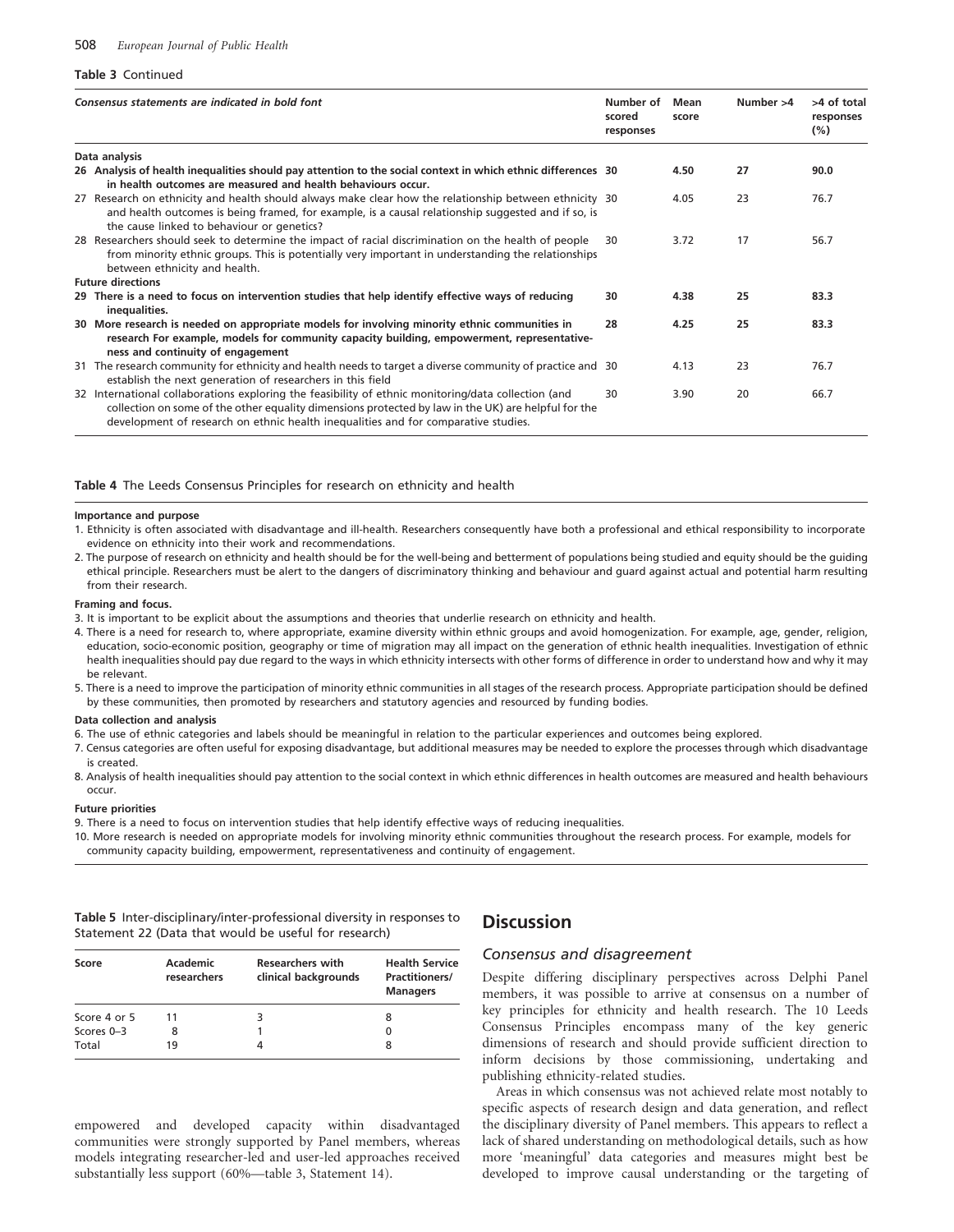**Table 3** Continued

| *Consensus statements are indicated in bold font* | Number of scored responses | Mean score | Number >4 | >4 of total responses (%) |
|---|---|---|---|---|
| **Data analysis** | | | | |
| **26 Analysis of health inequalities should pay attention to the social context in which ethnic differences in health outcomes are measured and health behaviours occur.** | 30 | **4.50** | **27** | **90.0** |
| 27 Research on ethnicity and health should always make clear how the relationship between ethnicity and health outcomes is being framed, for example, is a causal relationship suggested and if so, is the cause linked to behaviour or genetics? | 30 | 4.05 | 23 | 76.7 |
| 28 Researchers should seek to determine the impact of racial discrimination on the health of people from minority ethnic groups. This is potentially very important in understanding the relationships between ethnicity and health. | 30 | 3.72 | 17 | 56.7 |
| **Future directions** | | | | |
| **29 There is a need to focus on intervention studies that help identify effective ways of reducing inequalities.** | **30** | **4.38** | **25** | **83.3** |
| **30 More research is needed on appropriate models for involving minority ethnic communities in research For example, models for community capacity building, empowerment, representativeness and continuity of engagement** | **28** | **4.25** | **25** | **83.3** |
| 31 The research community for ethnicity and health needs to target a diverse community of practice and establish the next generation of researchers in this field | 30 | 4.13 | 23 | 76.7 |
| 32 International collaborations exploring the feasibility of ethnic monitoring/data collection (and collection on some of the other equality dimensions protected by law in the UK) are helpful for the development of research on ethnic health inequalities and for comparative studies. | 30 | 3.90 | 20 | 66.7 |

**Table 4** The Leeds Consensus Principles for research on ethnicity and health

**Importance and purpose**

1. Ethnicity is often associated with disadvantage and ill-health. Researchers consequently have both a professional and ethical responsibility to incorporate evidence on ethnicity into their work and recommendations.
2. The purpose of research on ethnicity and health should be for the well-being and betterment of populations being studied and equity should be the guiding ethical principle. Researchers must be alert to the dangers of discriminatory thinking and behaviour and guard against actual and potential harm resulting from their research.

**Framing and focus.**

3. It is important to be explicit about the assumptions and theories that underlie research on ethnicity and health.
4. There is a need for research to, where appropriate, examine diversity within ethnic groups and avoid homogenization. For example, age, gender, religion, education, socio-economic position, geography or time of migration may all impact on the generation of ethnic health inequalities. Investigation of ethnic health inequalities should pay due regard to the ways in which ethnicity intersects with other forms of difference in order to understand how and why it may be relevant.
5. There is a need to improve the participation of minority ethnic communities in all stages of the research process. Appropriate participation should be defined by these communities, then promoted by researchers and statutory agencies and resourced by funding bodies.

**Data collection and analysis**

6. The use of ethnic categories and labels should be meaningful in relation to the particular experiences and outcomes being explored.
7. Census categories are often useful for exposing disadvantage, but additional measures may be needed to explore the processes through which disadvantage is created.
8. Analysis of health inequalities should pay attention to the social context in which ethnic differences in health outcomes are measured and health behaviours occur.

**Future priorities**

9. There is a need to focus on intervention studies that help identify effective ways of reducing inequalities.
10. More research is needed on appropriate models for involving minority ethnic communities throughout the research process. For example, models for community capacity building, empowerment, representativeness and continuity of engagement.

**Table 5** Inter-disciplinary/inter-professional diversity in responses to Statement 22 (Data that would be useful for research)

| Score | Academic researchers | Researchers with clinical backgrounds | Health Service Practitioners/ Managers |
|---|---|---|---|
| Score 4 or 5 | 11 | 3 | 8 |
| Scores 0–3 | 8 | 1 | 0 |
| Total | 19 | 4 | 8 |

empowered and developed capacity within disadvantaged communities were strongly supported by Panel members, whereas models integrating researcher-led and user-led approaches received substantially less support (60%—table 3, Statement 14).

# Discussion

## Consensus and disagreement

Despite differing disciplinary perspectives across Delphi Panel members, it was possible to arrive at consensus on a number of key principles for ethnicity and health research. The 10 Leeds Consensus Principles encompass many of the key generic dimensions of research and should provide sufficient direction to inform decisions by those commissioning, undertaking and publishing ethnicity-related studies.

Areas in which consensus was not achieved relate most notably to specific aspects of research design and data generation, and reflect the disciplinary diversity of Panel members. This appears to reflect a lack of shared understanding on methodological details, such as how more 'meaningful' data categories and measures might best be developed to improve causal understanding or the targeting of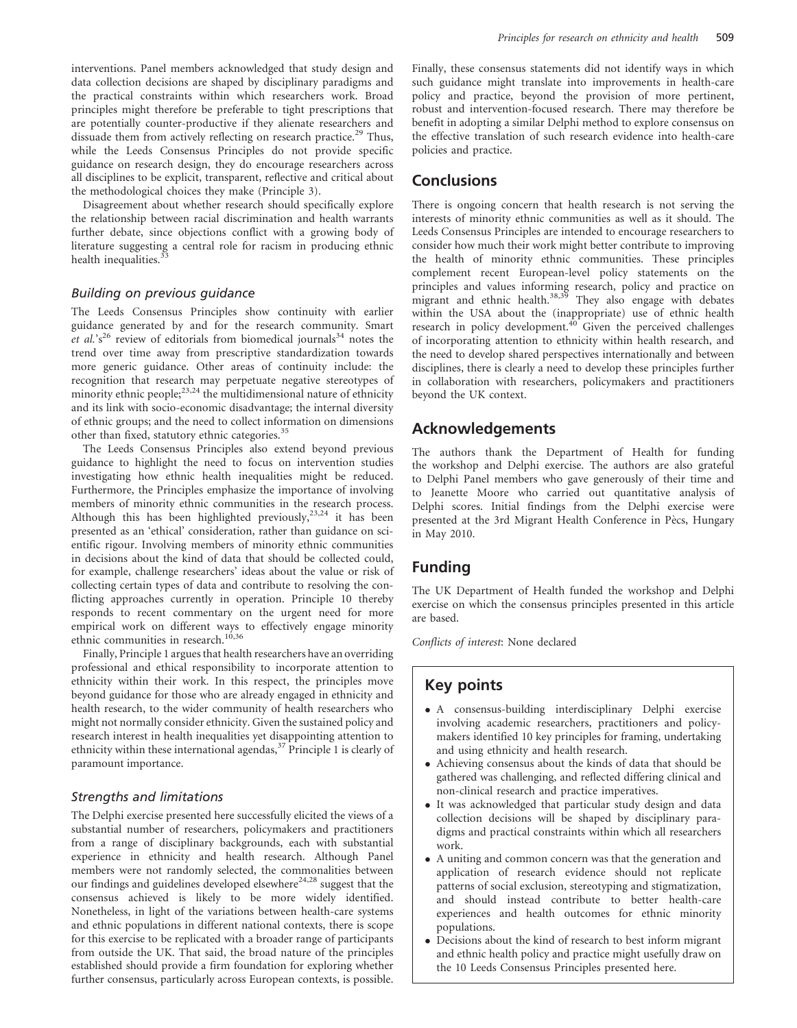interventions. Panel members acknowledged that study design and data collection decisions are shaped by disciplinary paradigms and the practical constraints within which researchers work. Broad principles might therefore be preferable to tight prescriptions that are potentially counter-productive if they alienate researchers and dissuade them from actively reflecting on research practice.[29] Thus, while the Leeds Consensus Principles do not provide specific guidance on research design, they do encourage researchers across all disciplines to be explicit, transparent, reflective and critical about the methodological choices they make (Principle 3).

Disagreement about whether research should specifically explore the relationship between racial discrimination and health warrants further debate, since objections conflict with a growing body of literature suggesting a central role for racism in producing ethnic health inequalities.[33]

### Building on previous guidance

The Leeds Consensus Principles show continuity with earlier guidance generated by and for the research community. Smart *et al.*'s[26] review of editorials from biomedical journals[34] notes the trend over time away from prescriptive standardization towards more generic guidance. Other areas of continuity include: the recognition that research may perpetuate negative stereotypes of minority ethnic people;[23,24] the multidimensional nature of ethnicity and its link with socio-economic disadvantage; the internal diversity of ethnic groups; and the need to collect information on dimensions other than fixed, statutory ethnic categories.[35]

The Leeds Consensus Principles also extend beyond previous guidance to highlight the need to focus on intervention studies investigating how ethnic health inequalities might be reduced. Furthermore, the Principles emphasize the importance of involving members of minority ethnic communities in the research process. Although this has been highlighted previously,[23,24] it has been presented as an 'ethical' consideration, rather than guidance on scientific rigour. Involving members of minority ethnic communities in decisions about the kind of data that should be collected could, for example, challenge researchers' ideas about the value or risk of collecting certain types of data and contribute to resolving the conflicting approaches currently in operation. Principle 10 thereby responds to recent commentary on the urgent need for more empirical work on different ways to effectively engage minority ethnic communities in research.[10,36]

Finally, Principle 1 argues that health researchers have an overriding professional and ethical responsibility to incorporate attention to ethnicity within their work. In this respect, the principles move beyond guidance for those who are already engaged in ethnicity and health research, to the wider community of health researchers who might not normally consider ethnicity. Given the sustained policy and research interest in health inequalities yet disappointing attention to ethnicity within these international agendas,[37] Principle 1 is clearly of paramount importance.

### Strengths and limitations

The Delphi exercise presented here successfully elicited the views of a substantial number of researchers, policymakers and practitioners from a range of disciplinary backgrounds, each with substantial experience in ethnicity and health research. Although Panel members were not randomly selected, the commonalities between our findings and guidelines developed elsewhere[24,28] suggest that the consensus achieved is likely to be more widely identified. Nonetheless, in light of the variations between health-care systems and ethnic populations in different national contexts, there is scope for this exercise to be replicated with a broader range of participants from outside the UK. That said, the broad nature of the principles established should provide a firm foundation for exploring whether further consensus, particularly across European contexts, is possible.

Finally, these consensus statements did not identify ways in which such guidance might translate into improvements in health-care policy and practice, beyond the provision of more pertinent, robust and intervention-focused research. There may therefore be benefit in adopting a similar Delphi method to explore consensus on the effective translation of such research evidence into health-care policies and practice.

## Conclusions

There is ongoing concern that health research is not serving the interests of minority ethnic communities as well as it should. The Leeds Consensus Principles are intended to encourage researchers to consider how much their work might better contribute to improving the health of minority ethnic communities. These principles complement recent European-level policy statements on the principles and values informing research, policy and practice on migrant and ethnic health.[38,39] They also engage with debates within the USA about the (inappropriate) use of ethnic health research in policy development.[40] Given the perceived challenges of incorporating attention to ethnicity within health research, and the need to develop shared perspectives internationally and between disciplines, there is clearly a need to develop these principles further in collaboration with researchers, policymakers and practitioners beyond the UK context.

## Acknowledgements

The authors thank the Department of Health for funding the workshop and Delphi exercise. The authors are also grateful to Delphi Panel members who gave generously of their time and to Jeanette Moore who carried out quantitative analysis of Delphi scores. Initial findings from the Delphi exercise were presented at the 3rd Migrant Health Conference in Pècs, Hungary in May 2010.

## Funding

The UK Department of Health funded the workshop and Delphi exercise on which the consensus principles presented in this article are based.

*Conflicts of interest*: None declared

## Key points

- A consensus-building interdisciplinary Delphi exercise involving academic researchers, practitioners and policymakers identified 10 key principles for framing, undertaking and using ethnicity and health research.
- Achieving consensus about the kinds of data that should be gathered was challenging, and reflected differing clinical and non-clinical research and practice imperatives.
- It was acknowledged that particular study design and data collection decisions will be shaped by disciplinary paradigms and practical constraints within which all researchers work.
- A uniting and common concern was that the generation and application of research evidence should not replicate patterns of social exclusion, stereotyping and stigmatization, and should instead contribute to better health-care experiences and health outcomes for ethnic minority populations.
- Decisions about the kind of research to best inform migrant and ethnic health policy and practice might usefully draw on the 10 Leeds Consensus Principles presented here.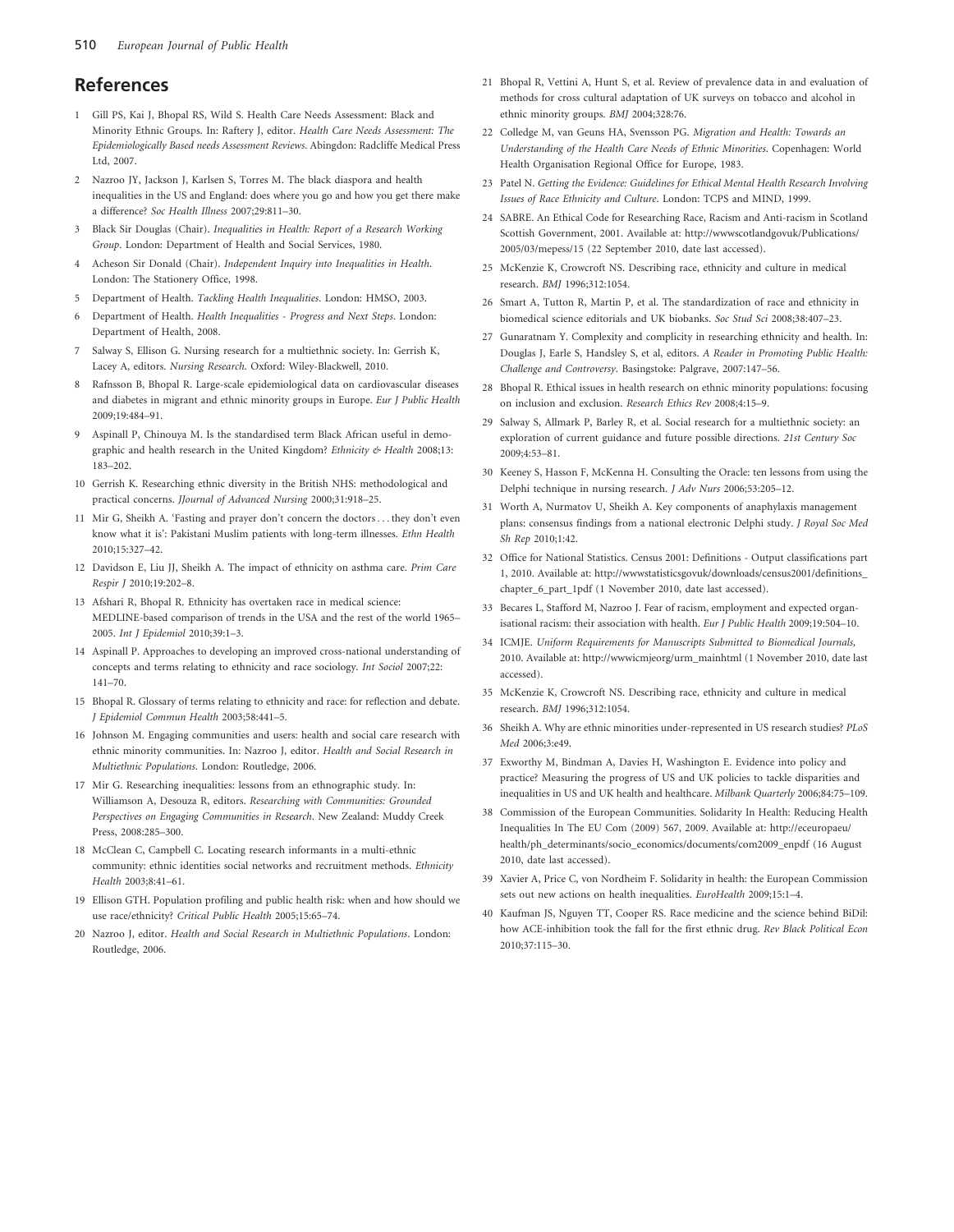## References

1. Gill PS, Kai J, Bhopal RS, Wild S. Health Care Needs Assessment: Black and Minority Ethnic Groups. In: Raftery J, editor. *Health Care Needs Assessment: The Epidemiologically Based needs Assessment Reviews*. Abingdon: Radcliffe Medical Press Ltd, 2007.
2. Nazroo JY, Jackson J, Karlsen S, Torres M. The black diaspora and health inequalities in the US and England: does where you go and how you get there make a difference? *Soc Health Illness* 2007;29:811–30.
3. Black Sir Douglas (Chair). *Inequalities in Health: Report of a Research Working Group*. London: Department of Health and Social Services, 1980.
4. Acheson Sir Donald (Chair). *Independent Inquiry into Inequalities in Health*. London: The Stationery Office, 1998.
5. Department of Health. *Tackling Health Inequalities*. London: HMSO, 2003.
6. Department of Health. *Health Inequalities - Progress and Next Steps*. London: Department of Health, 2008.
7. Salway S, Ellison G. Nursing research for a multiethnic society. In: Gerrish K, Lacey A, editors. *Nursing Research*. Oxford: Wiley-Blackwell, 2010.
8. Rafnsson B, Bhopal R. Large-scale epidemiological data on cardiovascular diseases and diabetes in migrant and ethnic minority groups in Europe. *Eur J Public Health* 2009;19:484–91.
9. Aspinall P, Chinouya M. Is the standardised term Black African useful in demographic and health research in the United Kingdom? *Ethnicity & Health* 2008;13: 183–202.
10. Gerrish K. Researching ethnic diversity in the British NHS: methodological and practical concerns. *JJournal of Advanced Nursing* 2000;31:918–25.
11. Mir G, Sheikh A. 'Fasting and prayer don't concern the doctors . . . they don't even know what it is': Pakistani Muslim patients with long-term illnesses. *Ethn Health* 2010;15:327–42.
12. Davidson E, Liu JJ, Sheikh A. The impact of ethnicity on asthma care. *Prim Care Respir J* 2010;19:202–8.
13. Afshari R, Bhopal R. Ethnicity has overtaken race in medical science: MEDLINE-based comparison of trends in the USA and the rest of the world 1965–2005. *Int J Epidemiol* 2010;39:1–3.
14. Aspinall P. Approaches to developing an improved cross-national understanding of concepts and terms relating to ethnicity and race sociology. *Int Sociol* 2007;22: 141–70.
15. Bhopal R. Glossary of terms relating to ethnicity and race: for reflection and debate. *J Epidemiol Commun Health* 2003;58:441–5.
16. Johnson M. Engaging communities and users: health and social care research with ethnic minority communities. In: Nazroo J, editor. *Health and Social Research in Multiethnic Populations*. London: Routledge, 2006.
17. Mir G. Researching inequalities: lessons from an ethnographic study. In: Williamson A, Desouza R, editors. *Researching with Communities: Grounded Perspectives on Engaging Communities in Research*. New Zealand: Muddy Creek Press, 2008:285–300.
18. McClean C, Campbell C. Locating research informants in a multi-ethnic community: ethnic identities social networks and recruitment methods. *Ethnicity Health* 2003;8:41–61.
19. Ellison GTH. Population profiling and public health risk: when and how should we use race/ethnicity? *Critical Public Health* 2005;15:65–74.
20. Nazroo J, editor. *Health and Social Research in Multiethnic Populations*. London: Routledge, 2006.
21. Bhopal R, Vettini A, Hunt S, et al. Review of prevalence data in and evaluation of methods for cross cultural adaptation of UK surveys on tobacco and alcohol in ethnic minority groups. *BMJ* 2004;328:76.
22. Colledge M, van Geuns HA, Svensson PG. *Migration and Health: Towards an Understanding of the Health Care Needs of Ethnic Minorities*. Copenhagen: World Health Organisation Regional Office for Europe, 1983.
23. Patel N. *Getting the Evidence: Guidelines for Ethical Mental Health Research Involving Issues of Race Ethnicity and Culture*. London: TCPS and MIND, 1999.
24. SABRE. An Ethical Code for Researching Race, Racism and Anti-racism in Scotland Scottish Government, 2001. Available at: http://wwwscotlandgovuk/Publications/2005/03/mepess/15 (22 September 2010, date last accessed).
25. McKenzie K, Crowcroft NS. Describing race, ethnicity and culture in medical research. *BMJ* 1996;312:1054.
26. Smart A, Tutton R, Martin P, et al. The standardization of race and ethnicity in biomedical science editorials and UK biobanks. *Soc Stud Sci* 2008;38:407–23.
27. Gunaratnam Y. Complexity and complicity in researching ethnicity and health. In: Douglas J, Earle S, Handsley S, et al, editors. *A Reader in Promoting Public Health: Challenge and Controversy*. Basingstoke: Palgrave, 2007:147–56.
28. Bhopal R. Ethical issues in health research on ethnic minority populations: focusing on inclusion and exclusion. *Research Ethics Rev* 2008;4:15–9.
29. Salway S, Allmark P, Barley R, et al. Social research for a multiethnic society: an exploration of current guidance and future possible directions. *21st Century Soc* 2009;4:53–81.
30. Keeney S, Hasson F, McKenna H. Consulting the Oracle: ten lessons from using the Delphi technique in nursing research. *J Adv Nurs* 2006;53:205–12.
31. Worth A, Nurmatov U, Sheikh A. Key components of anaphylaxis management plans: consensus findings from a national electronic Delphi study. *J Royal Soc Med Sh Rep* 2010;1:42.
32. Office for National Statistics. Census 2001: Definitions - Output classifications part 1, 2010. Available at: http://wwwstatisticsgovuk/downloads/census2001/definitions_chapter_6_part_1pdf (1 November 2010, date last accessed).
33. Becares L, Stafford M, Nazroo J. Fear of racism, employment and expected organisational racism: their association with health. *Eur J Public Health* 2009;19:504–10.
34. ICMJE. *Uniform Requirements for Manuscripts Submitted to Biomedical Journals*, 2010. Available at: http://wwwicmjeorg/urm_mainhtml (1 November 2010, date last accessed).
35. McKenzie K, Crowcroft NS. Describing race, ethnicity and culture in medical research. *BMJ* 1996;312:1054.
36. Sheikh A. Why are ethnic minorities under-represented in US research studies? *PLoS Med* 2006;3:e49.
37. Exworthy M, Bindman A, Davies H, Washington E. Evidence into policy and practice? Measuring the progress of US and UK policies to tackle disparities and inequalities in US and UK health and healthcare. *Milbank Quarterly* 2006;84:75–109.
38. Commission of the European Communities. Solidarity In Health: Reducing Health Inequalities In The EU Com (2009) 567, 2009. Available at: http://eceuropaeu/health/ph_determinants/socio_economics/documents/com2009_enpdf (16 August 2010, date last accessed).
39. Xavier A, Price C, von Nordheim F. Solidarity in health: the European Commission sets out new actions on health inequalities. *EuroHealth* 2009;15:1–4.
40. Kaufman JS, Nguyen TT, Cooper RS. Race medicine and the science behind BiDil: how ACE-inhibition took the fall for the first ethnic drug. *Rev Black Political Econ* 2010;37:115–30.